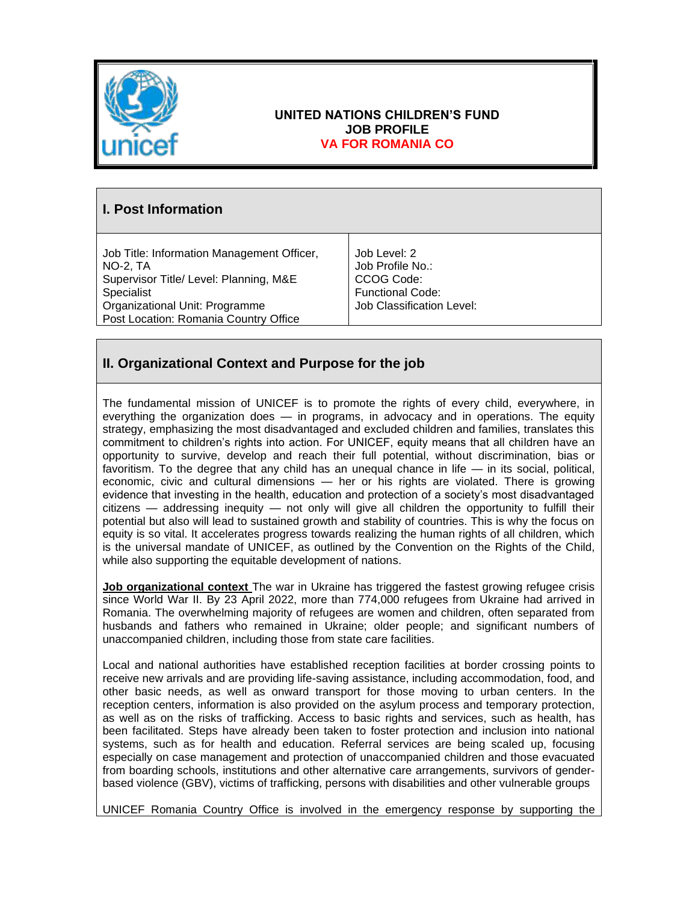**UNITED NATIONS CHILDREN'S FUND**
**JOB PROFILE**
**VA FOR ROMANIA CO**

## I. Post Information

| Job Title: Information Management Officer, NO-2, TA<br>Supervisor Title/ Level: Planning, M&E Specialist<br>Organizational Unit: Programme<br>Post Location: Romania Country Office | Job Level: 2<br>Job Profile No.:<br>CCOG Code:<br>Functional Code:<br>Job Classification Level: |
| --- | --- |

## II. Organizational Context and Purpose for the job

The fundamental mission of UNICEF is to promote the rights of every child, everywhere, in everything the organization does — in programs, in advocacy and in operations. The equity strategy, emphasizing the most disadvantaged and excluded children and families, translates this commitment to children's rights into action. For UNICEF, equity means that all children have an opportunity to survive, develop and reach their full potential, without discrimination, bias or favoritism. To the degree that any child has an unequal chance in life — in its social, political, economic, civic and cultural dimensions — her or his rights are violated. There is growing evidence that investing in the health, education and protection of a society's most disadvantaged citizens — addressing inequity — not only will give all children the opportunity to fulfill their potential but also will lead to sustained growth and stability of countries. This is why the focus on equity is so vital. It accelerates progress towards realizing the human rights of all children, which is the universal mandate of UNICEF, as outlined by the Convention on the Rights of the Child, while also supporting the equitable development of nations.

**Job organizational context** The war in Ukraine has triggered the fastest growing refugee crisis since World War II. By 23 April 2022, more than 774,000 refugees from Ukraine had arrived in Romania. The overwhelming majority of refugees are women and children, often separated from husbands and fathers who remained in Ukraine; older people; and significant numbers of unaccompanied children, including those from state care facilities.

Local and national authorities have established reception facilities at border crossing points to receive new arrivals and are providing life-saving assistance, including accommodation, food, and other basic needs, as well as onward transport for those moving to urban centers. In the reception centers, information is also provided on the asylum process and temporary protection, as well as on the risks of trafficking. Access to basic rights and services, such as health, has been facilitated. Steps have already been taken to foster protection and inclusion into national systems, such as for health and education. Referral services are being scaled up, focusing especially on case management and protection of unaccompanied children and those evacuated from boarding schools, institutions and other alternative care arrangements, survivors of gender-based violence (GBV), victims of trafficking, persons with disabilities and other vulnerable groups

UNICEF Romania Country Office is involved in the emergency response by supporting the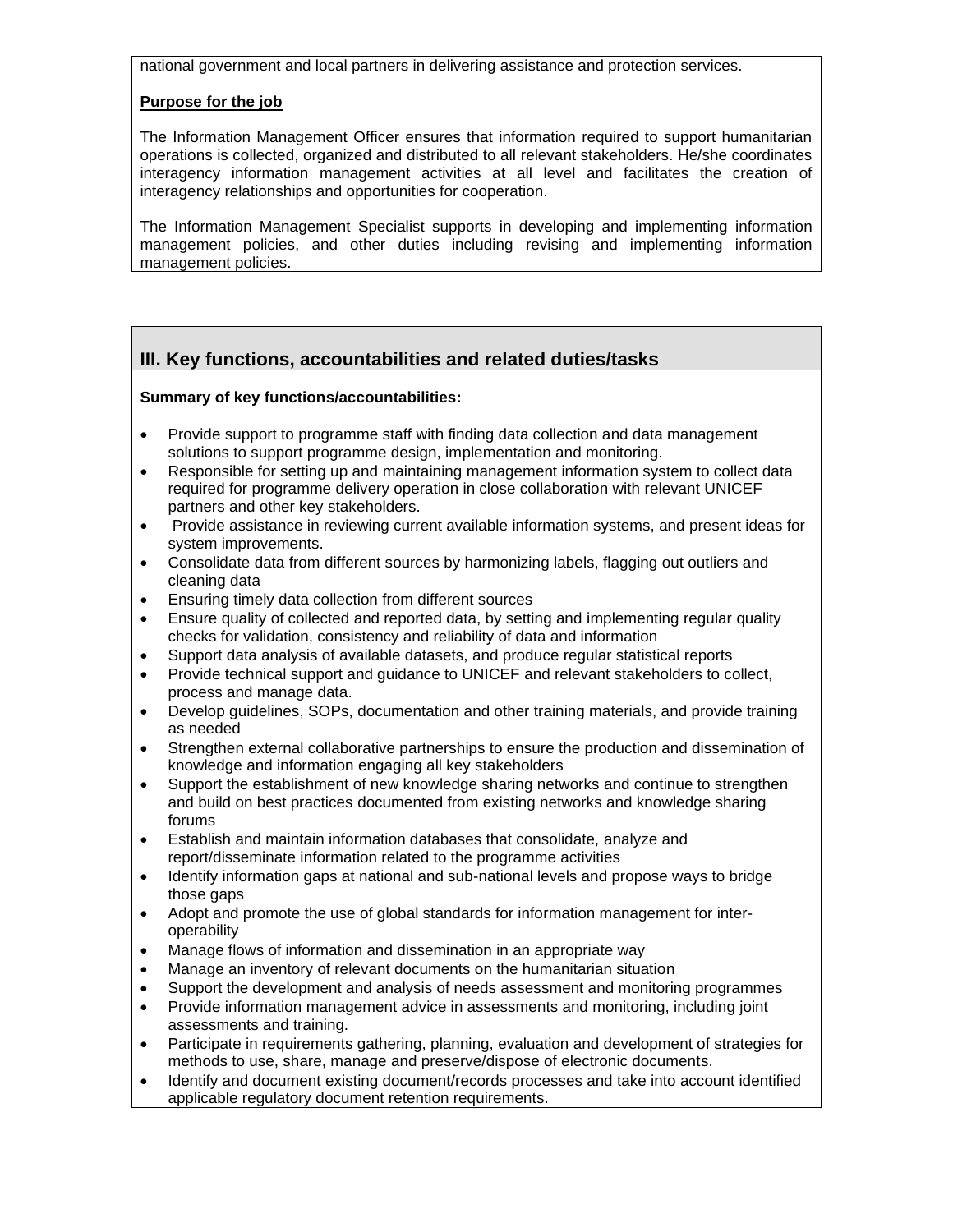national government and local partners in delivering assistance and protection services.

**Purpose for the job**

The Information Management Officer ensures that information required to support humanitarian operations is collected, organized and distributed to all relevant stakeholders. He/she coordinates interagency information management activities at all level and facilitates the creation of interagency relationships and opportunities for cooperation.

The Information Management Specialist supports in developing and implementing information management policies, and other duties including revising and implementing information management policies.

## III. Key functions, accountabilities and related duties/tasks

**Summary of key functions/accountabilities:**

- Provide support to programme staff with finding data collection and data management solutions to support programme design, implementation and monitoring.
- Responsible for setting up and maintaining management information system to collect data required for programme delivery operation in close collaboration with relevant UNICEF partners and other key stakeholders.
- Provide assistance in reviewing current available information systems, and present ideas for system improvements.
- Consolidate data from different sources by harmonizing labels, flagging out outliers and cleaning data
- Ensuring timely data collection from different sources
- Ensure quality of collected and reported data, by setting and implementing regular quality checks for validation, consistency and reliability of data and information
- Support data analysis of available datasets, and produce regular statistical reports
- Provide technical support and guidance to UNICEF and relevant stakeholders to collect, process and manage data.
- Develop guidelines, SOPs, documentation and other training materials, and provide training as needed
- Strengthen external collaborative partnerships to ensure the production and dissemination of knowledge and information engaging all key stakeholders
- Support the establishment of new knowledge sharing networks and continue to strengthen and build on best practices documented from existing networks and knowledge sharing forums
- Establish and maintain information databases that consolidate, analyze and report/disseminate information related to the programme activities
- Identify information gaps at national and sub-national levels and propose ways to bridge those gaps
- Adopt and promote the use of global standards for information management for inter-operability
- Manage flows of information and dissemination in an appropriate way
- Manage an inventory of relevant documents on the humanitarian situation
- Support the development and analysis of needs assessment and monitoring programmes
- Provide information management advice in assessments and monitoring, including joint assessments and training.
- Participate in requirements gathering, planning, evaluation and development of strategies for methods to use, share, manage and preserve/dispose of electronic documents.
- Identify and document existing document/records processes and take into account identified applicable regulatory document retention requirements.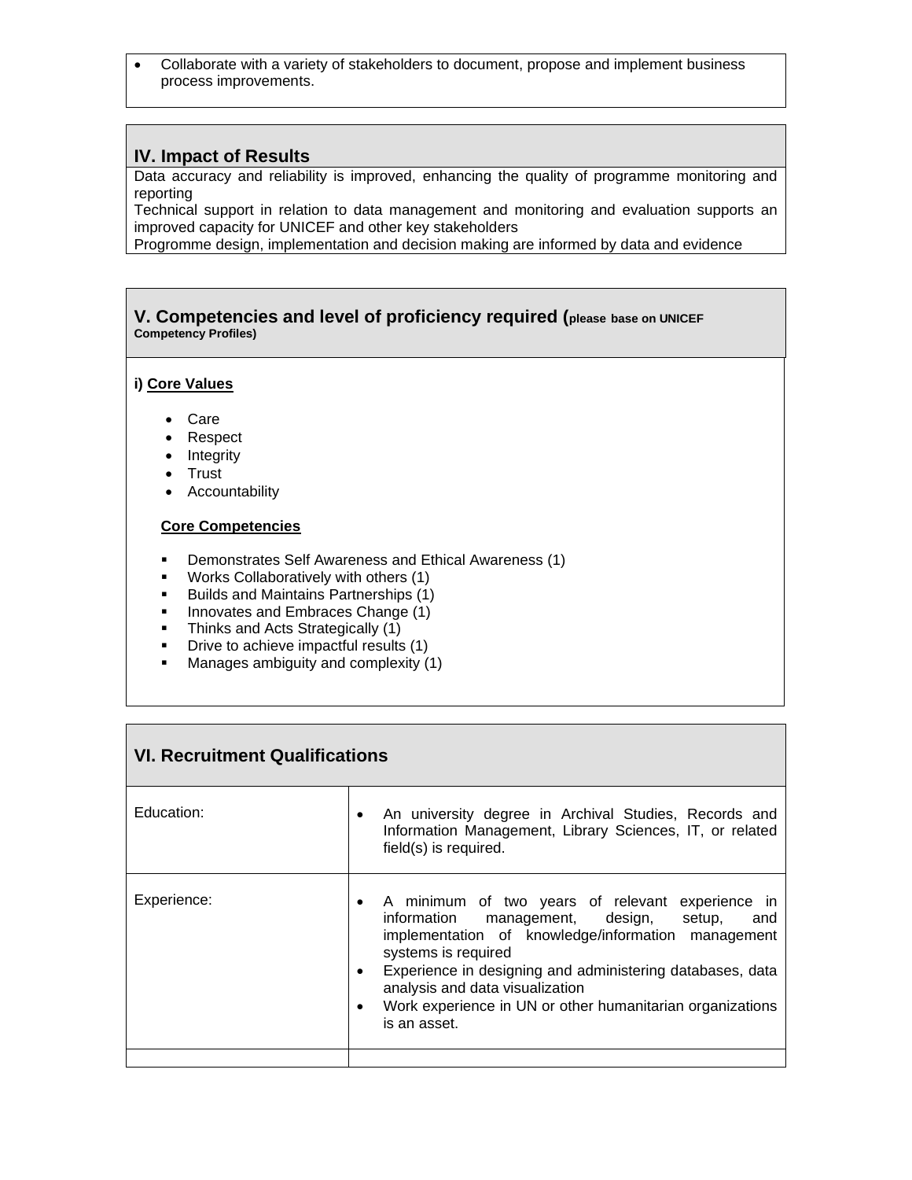- Collaborate with a variety of stakeholders to document, propose and implement business process improvements.

## IV. Impact of Results

Data accuracy and reliability is improved, enhancing the quality of programme monitoring and reporting

Technical support in relation to data management and monitoring and evaluation supports an improved capacity for UNICEF and other key stakeholders

Progromme design, implementation and decision making are informed by data and evidence

## V. Competencies and level of proficiency required (please base on UNICEF Competency Profiles)

**i) Core Values**

- Care
- Respect
- Integrity
- Trust
- Accountability

**Core Competencies**

- Demonstrates Self Awareness and Ethical Awareness (1)
- Works Collaboratively with others (1)
- Builds and Maintains Partnerships (1)
- Innovates and Embraces Change (1)
- Thinks and Acts Strategically (1)
- Drive to achieve impactful results (1)
- Manages ambiguity and complexity (1)

## VI. Recruitment Qualifications

| | |
|---|---|
| Education: | • An university degree in Archival Studies, Records and Information Management, Library Sciences, IT, or related field(s) is required. |
| Experience: | • A minimum of two years of relevant experience in information management, design, setup, and implementation of knowledge/information management systems is required<br>• Experience in designing and administering databases, data analysis and data visualization<br>• Work experience in UN or other humanitarian organizations is an asset. |
| | |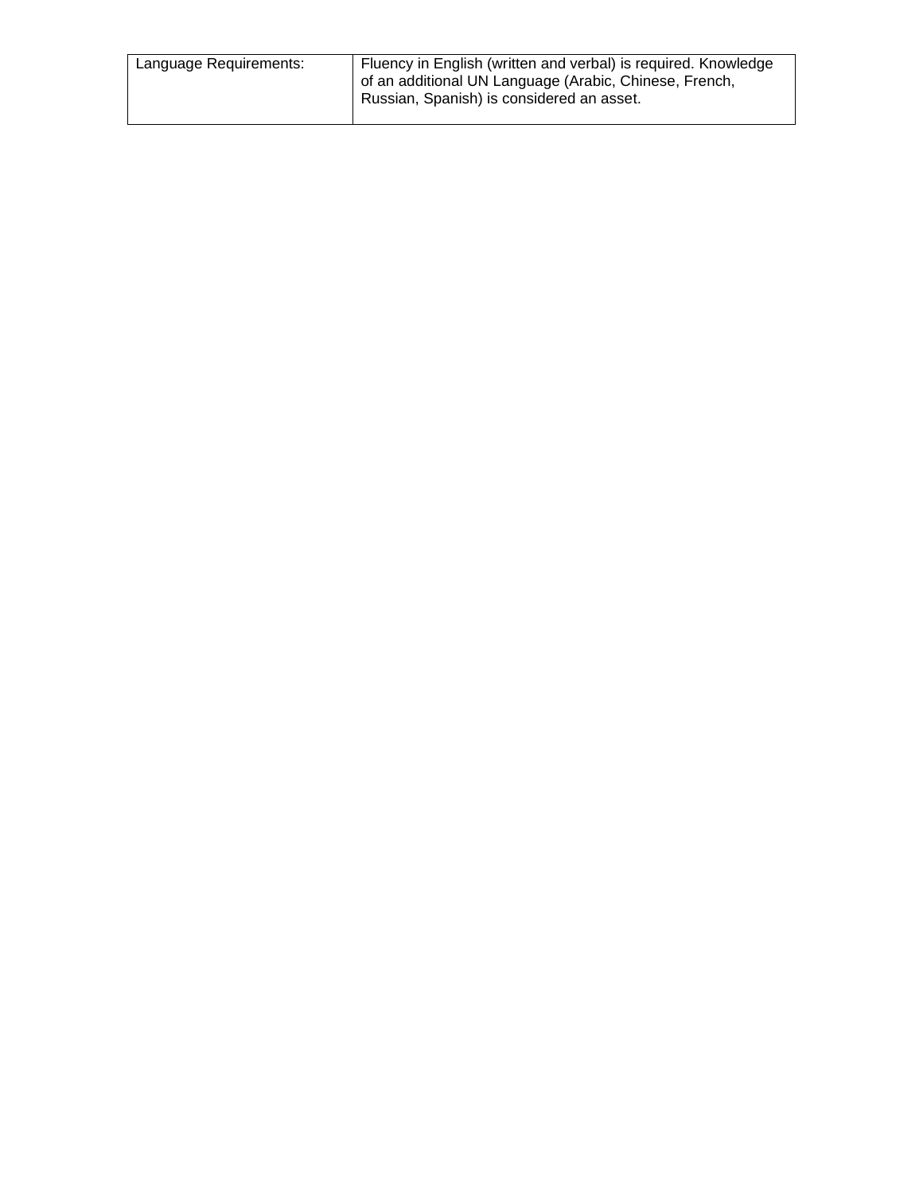| | |
|---|---|
| Language Requirements: | Fluency in English (written and verbal) is required. Knowledge of an additional UN Language (Arabic, Chinese, French, Russian, Spanish) is considered an asset. |